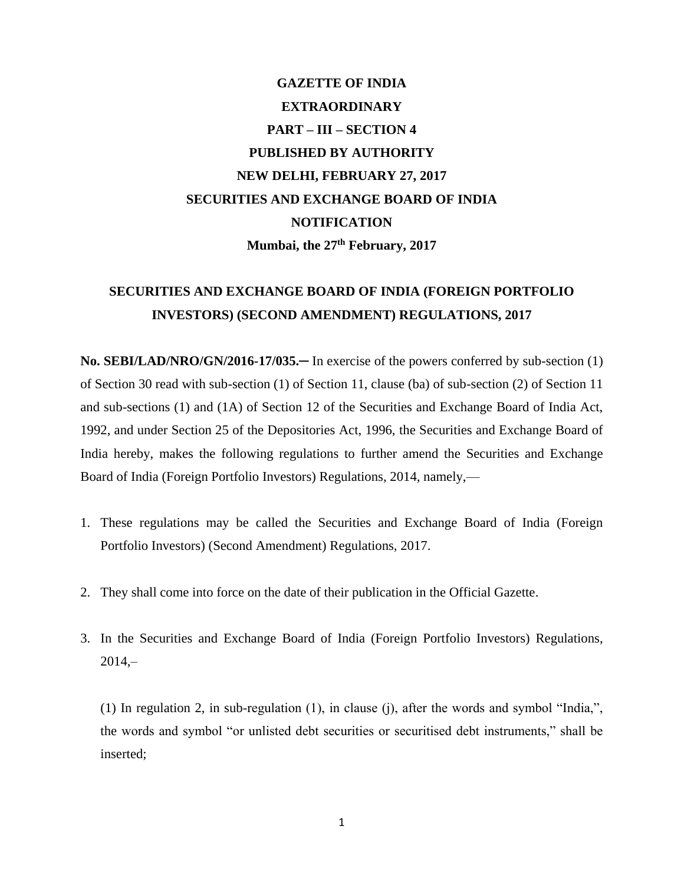**GAZETTE OF INDIA**

**EXTRAORDINARY**

**PART – III – SECTION 4**

**PUBLISHED BY AUTHORITY**

**NEW DELHI, FEBRUARY 27, 2017**

**SECURITIES AND EXCHANGE BOARD OF INDIA**

**NOTIFICATION**

**Mumbai, the 27th February, 2017**

# SECURITIES AND EXCHANGE BOARD OF INDIA (FOREIGN PORTFOLIO INVESTORS) (SECOND AMENDMENT) REGULATIONS, 2017

**No. SEBI/LAD/NRO/GN/2016-17/035.─** In exercise of the powers conferred by sub-section (1) of Section 30 read with sub-section (1) of Section 11, clause (ba) of sub-section (2) of Section 11 and sub-sections (1) and (1A) of Section 12 of the Securities and Exchange Board of India Act, 1992, and under Section 25 of the Depositories Act, 1996, the Securities and Exchange Board of India hereby, makes the following regulations to further amend the Securities and Exchange Board of India (Foreign Portfolio Investors) Regulations, 2014, namely,—

1. These regulations may be called the Securities and Exchange Board of India (Foreign Portfolio Investors) (Second Amendment) Regulations, 2017.

2. They shall come into force on the date of their publication in the Official Gazette.

3. In the Securities and Exchange Board of India (Foreign Portfolio Investors) Regulations, 2014,–

   (1) In regulation 2, in sub-regulation (1), in clause (j), after the words and symbol "India,", the words and symbol "or unlisted debt securities or securitised debt instruments," shall be inserted;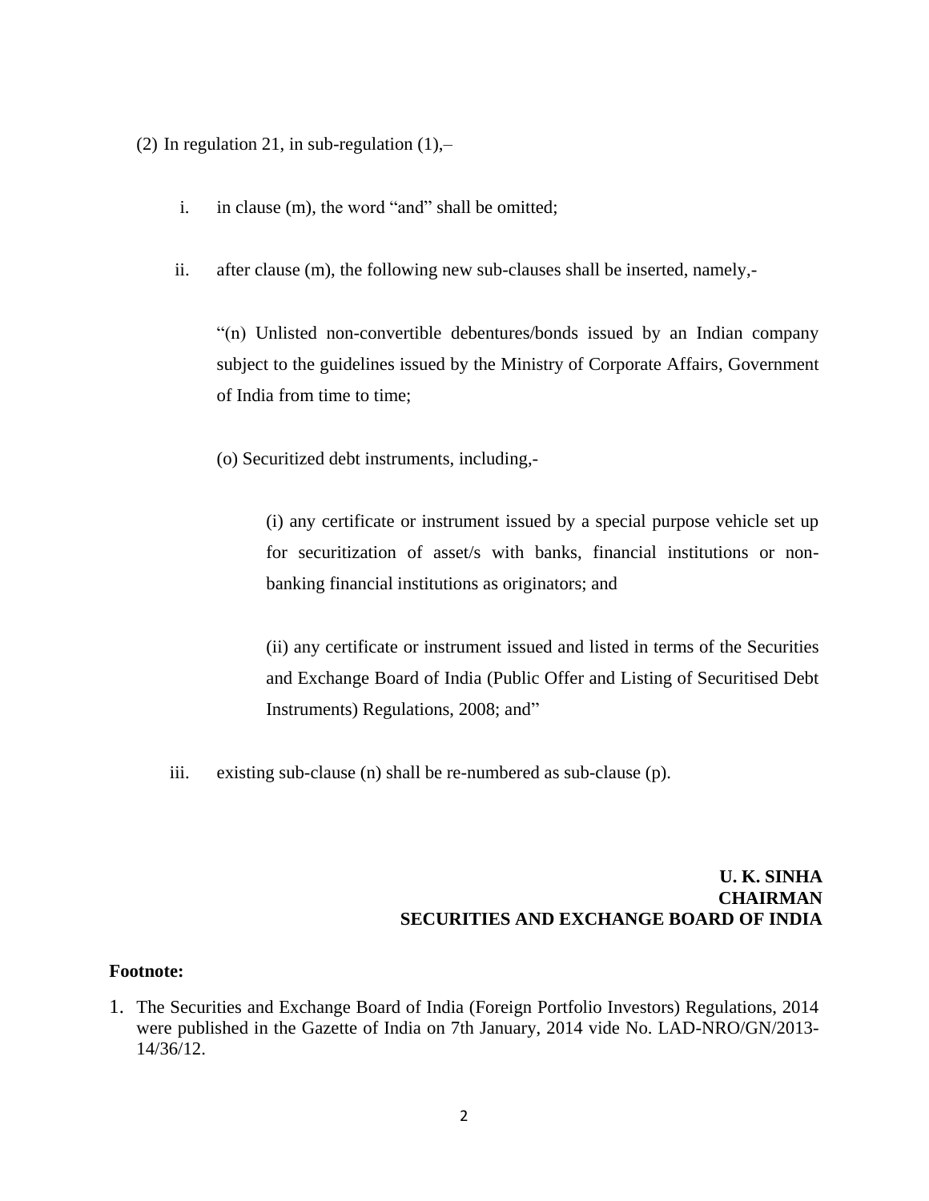(2) In regulation 21, in sub-regulation (1),–

i. in clause (m), the word "and" shall be omitted;

ii. after clause (m), the following new sub-clauses shall be inserted, namely,-

"(n) Unlisted non-convertible debentures/bonds issued by an Indian company subject to the guidelines issued by the Ministry of Corporate Affairs, Government of India from time to time;

(o) Securitized debt instruments, including,-

(i) any certificate or instrument issued by a special purpose vehicle set up for securitization of asset/s with banks, financial institutions or non-banking financial institutions as originators; and

(ii) any certificate or instrument issued and listed in terms of the Securities and Exchange Board of India (Public Offer and Listing of Securitised Debt Instruments) Regulations, 2008; and"

iii. existing sub-clause (n) shall be re-numbered as sub-clause (p).

**U. K. SINHA**
**CHAIRMAN**
**SECURITIES AND EXCHANGE BOARD OF INDIA**

**Footnote:**

1. The Securities and Exchange Board of India (Foreign Portfolio Investors) Regulations, 2014 were published in the Gazette of India on 7th January, 2014 vide No. LAD-NRO/GN/2013-14/36/12.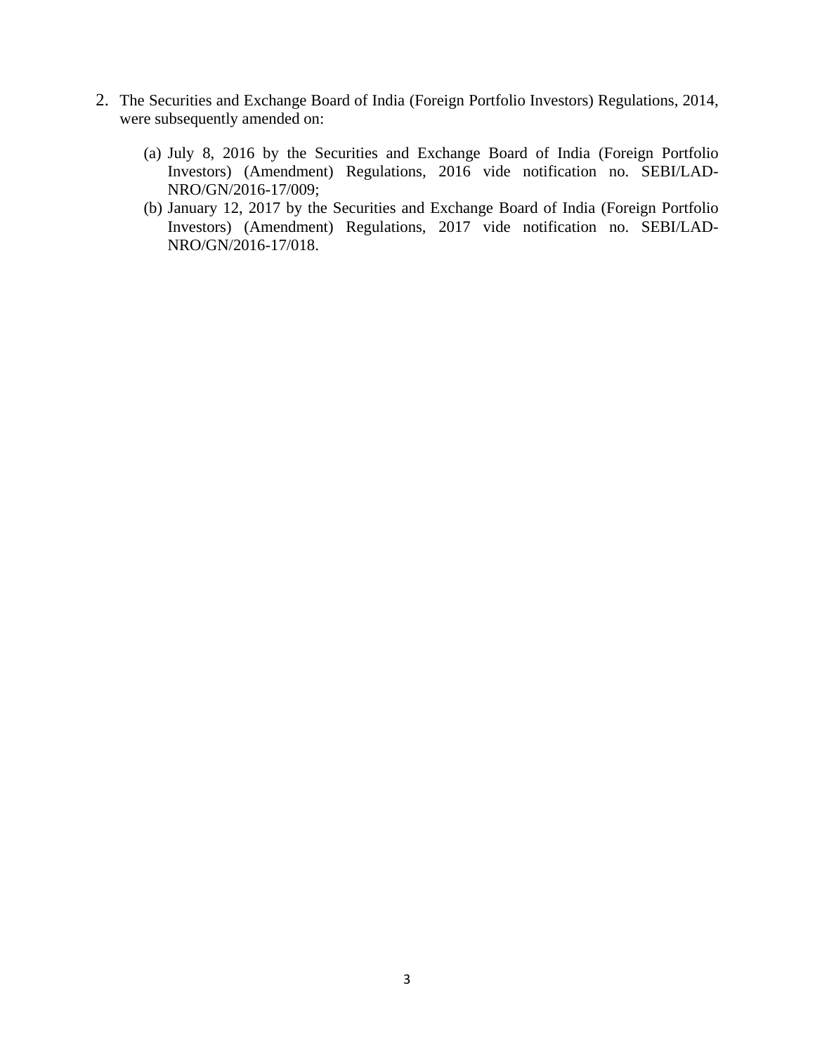2. The Securities and Exchange Board of India (Foreign Portfolio Investors) Regulations, 2014, were subsequently amended on:

    (a) July 8, 2016 by the Securities and Exchange Board of India (Foreign Portfolio Investors) (Amendment) Regulations, 2016 vide notification no. SEBI/LAD-NRO/GN/2016-17/009;

    (b) January 12, 2017 by the Securities and Exchange Board of India (Foreign Portfolio Investors) (Amendment) Regulations, 2017 vide notification no. SEBI/LAD-NRO/GN/2016-17/018.